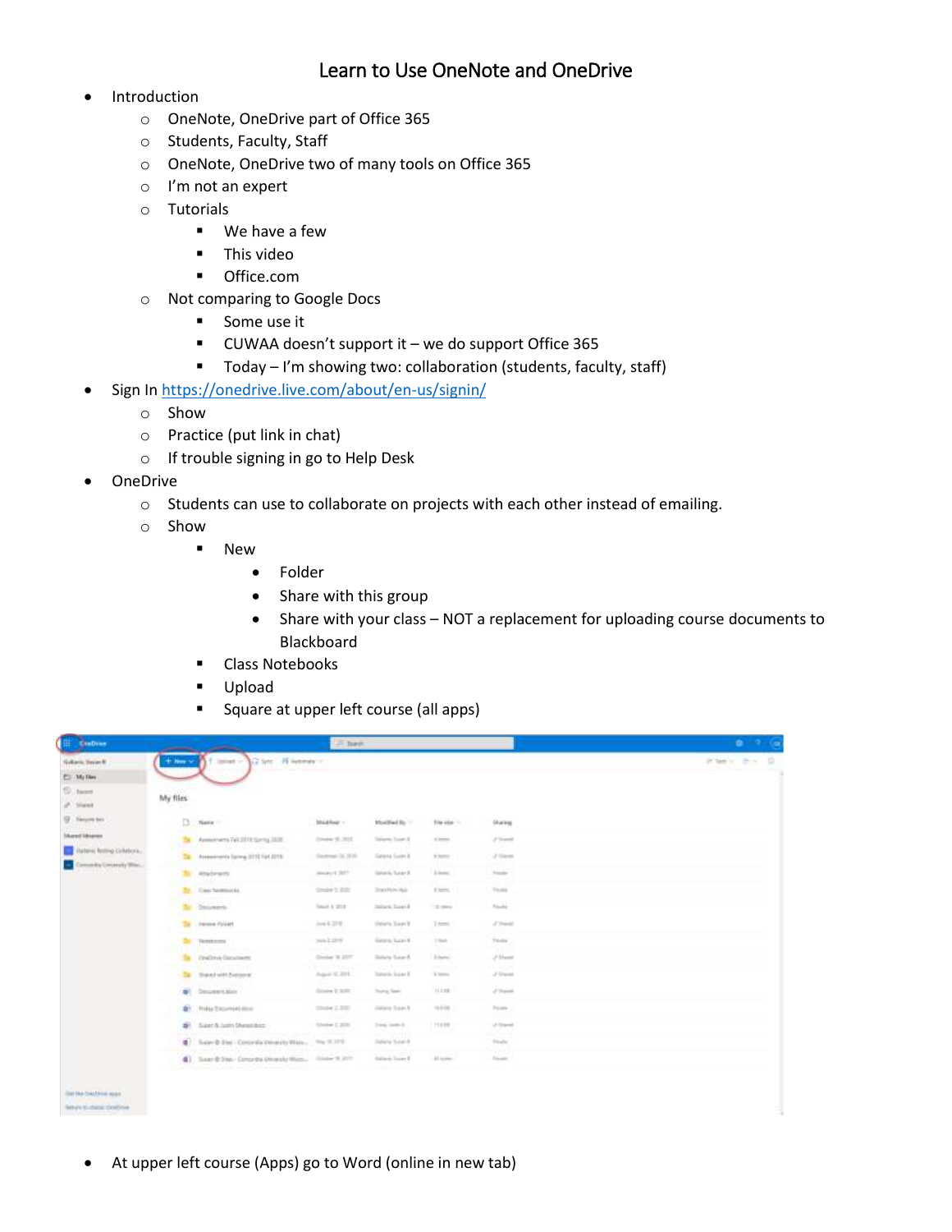# Learn to Use OneNote and OneDrive

- Introduction
  - OneNote, OneDrive part of Office 365
  - Students, Faculty, Staff
  - OneNote, OneDrive two of many tools on Office 365
  - I'm not an expert
  - Tutorials
    - We have a few
    - This video
    - Office.com
  - Not comparing to Google Docs
    - Some use it
    - CUWAA doesn't support it – we do support Office 365
    - Today – I'm showing two: collaboration (students, faculty, staff)
- Sign In https://onedrive.live.com/about/en-us/signin/
  - Show
  - Practice (put link in chat)
  - If trouble signing in go to Help Desk
- OneDrive
  - Students can use to collaborate on projects with each other instead of emailing.
  - Show
    - New
      - Folder
      - Share with this group
      - Share with your class – NOT a replacement for uploading course documents to Blackboard
    - Class Notebooks
    - Upload
    - Square at upper left course (all apps)

- At upper left course (Apps) go to Word (online in new tab)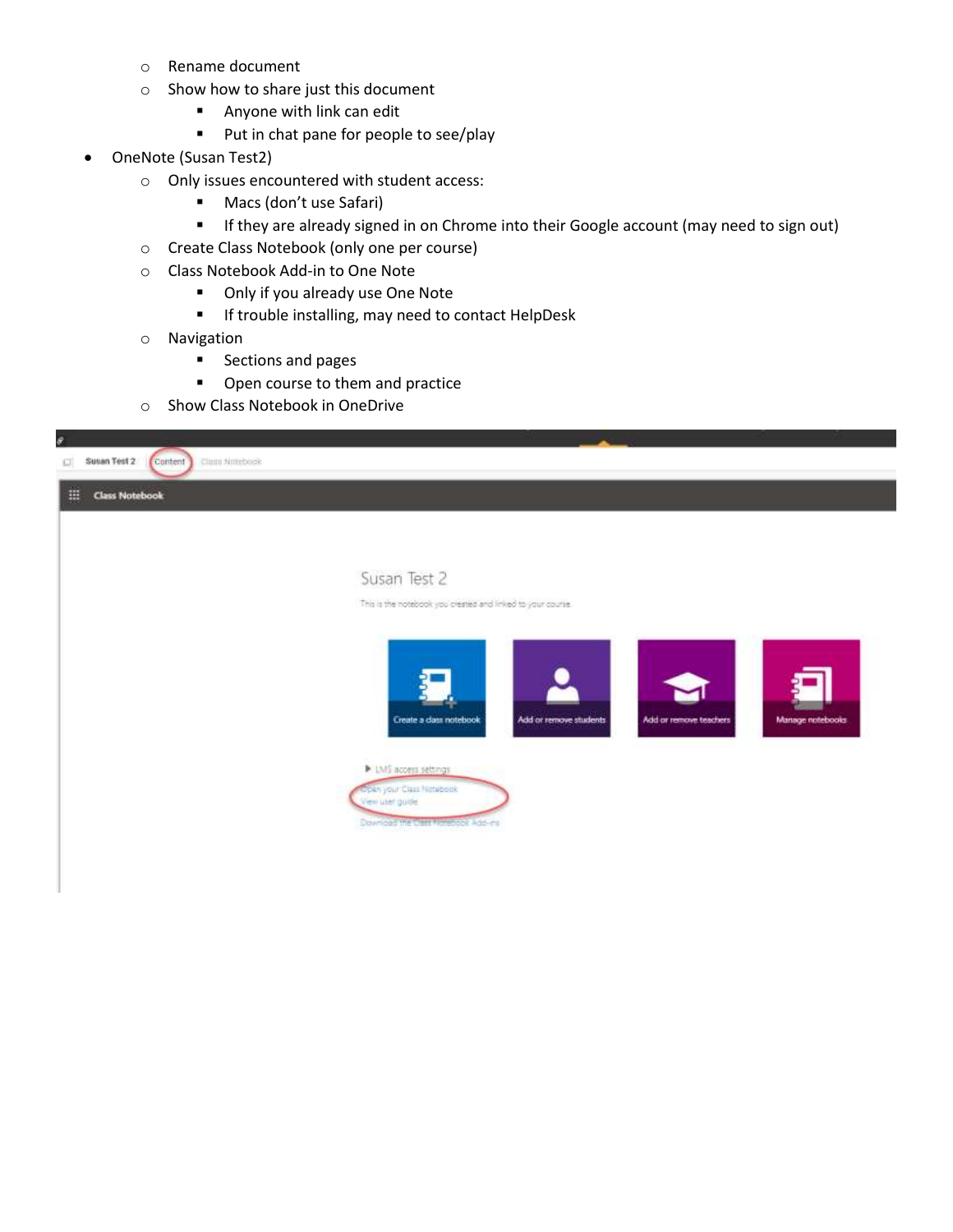- Rename document
- Show how to share just this document
  - Anyone with link can edit
  - Put in chat pane for people to see/play
- OneNote (Susan Test2)
  - Only issues encountered with student access:
    - Macs (don't use Safari)
    - If they are already signed in on Chrome into their Google account (may need to sign out)
  - Create Class Notebook (only one per course)
  - Class Notebook Add-in to One Note
    - Only if you already use One Note
    - If trouble installing, may need to contact HelpDesk
  - Navigation
    - Sections and pages
    - Open course to them and practice
  - Show Class Notebook in OneDrive